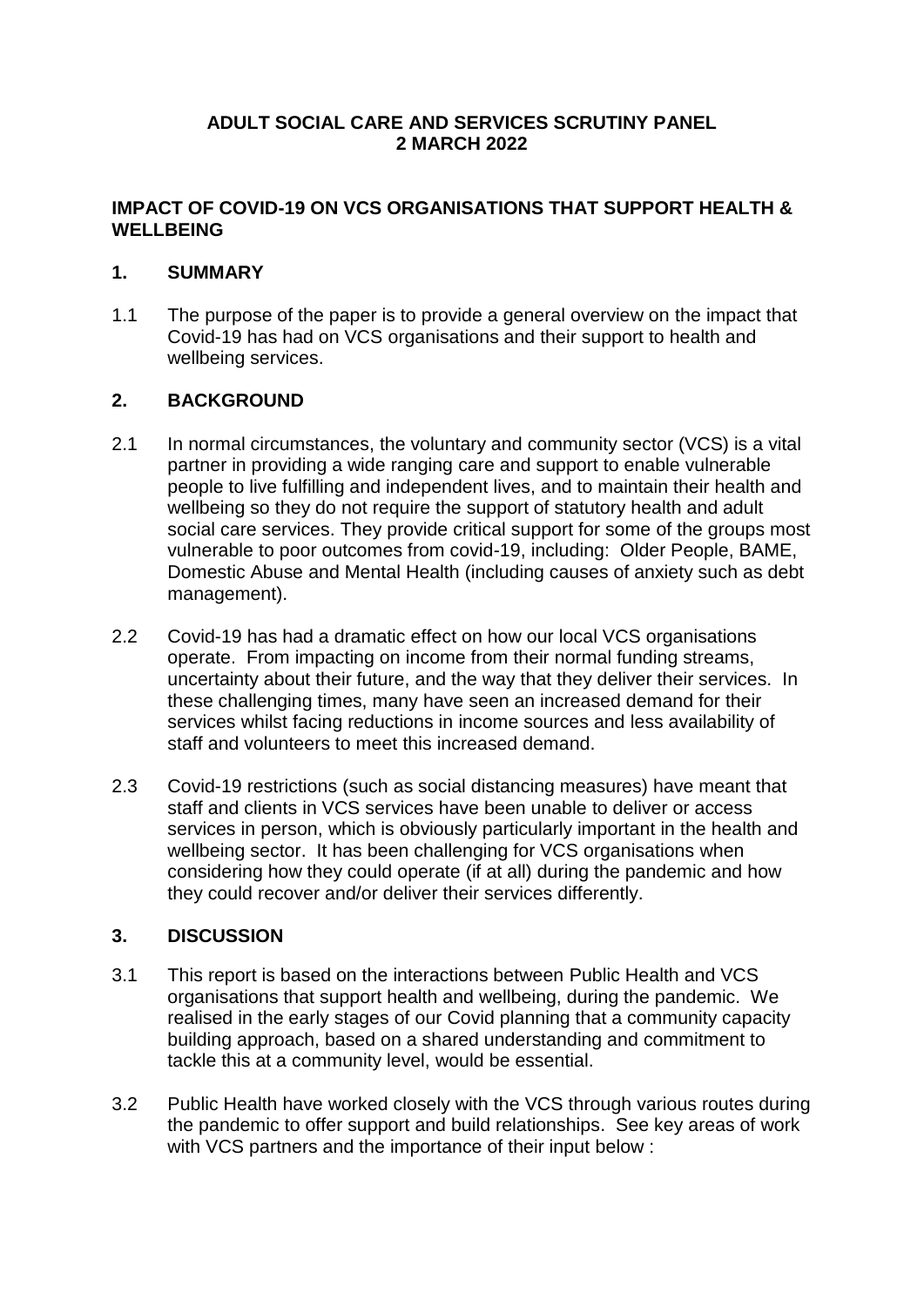**ADULT SOCIAL CARE AND SERVICES SCRUTINY PANEL**
**2 MARCH 2022**

## IMPACT OF COVID-19 ON VCS ORGANISATIONS THAT SUPPORT HEALTH & WELLBEING

## 1. SUMMARY

1.1 The purpose of the paper is to provide a general overview on the impact that Covid-19 has had on VCS organisations and their support to health and wellbeing services.

## 2. BACKGROUND

2.1 In normal circumstances, the voluntary and community sector (VCS) is a vital partner in providing a wide ranging care and support to enable vulnerable people to live fulfilling and independent lives, and to maintain their health and wellbeing so they do not require the support of statutory health and adult social care services. They provide critical support for some of the groups most vulnerable to poor outcomes from covid-19, including: Older People, BAME, Domestic Abuse and Mental Health (including causes of anxiety such as debt management).

2.2 Covid-19 has had a dramatic effect on how our local VCS organisations operate. From impacting on income from their normal funding streams, uncertainty about their future, and the way that they deliver their services. In these challenging times, many have seen an increased demand for their services whilst facing reductions in income sources and less availability of staff and volunteers to meet this increased demand.

2.3 Covid-19 restrictions (such as social distancing measures) have meant that staff and clients in VCS services have been unable to deliver or access services in person, which is obviously particularly important in the health and wellbeing sector. It has been challenging for VCS organisations when considering how they could operate (if at all) during the pandemic and how they could recover and/or deliver their services differently.

## 3. DISCUSSION

3.1 This report is based on the interactions between Public Health and VCS organisations that support health and wellbeing, during the pandemic. We realised in the early stages of our Covid planning that a community capacity building approach, based on a shared understanding and commitment to tackle this at a community level, would be essential.

3.2 Public Health have worked closely with the VCS through various routes during the pandemic to offer support and build relationships. See key areas of work with VCS partners and the importance of their input below :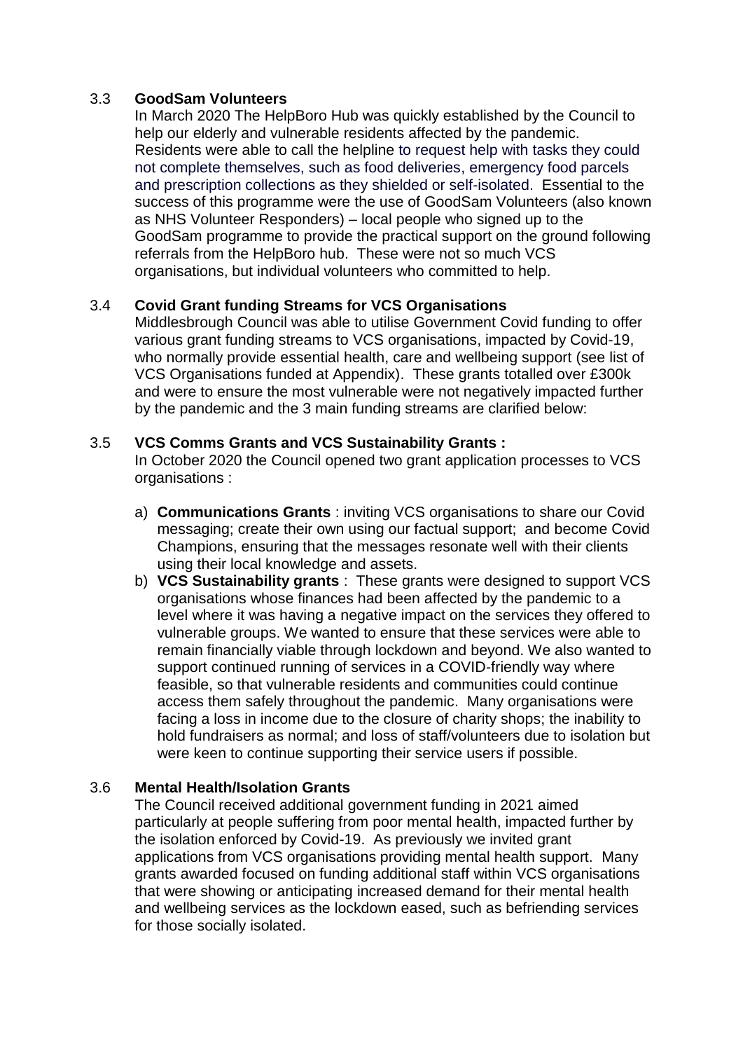### 3.3 **GoodSam Volunteers**

In March 2020 The HelpBoro Hub was quickly established by the Council to help our elderly and vulnerable residents affected by the pandemic. Residents were able to call the helpline to request help with tasks they could not complete themselves, such as food deliveries, emergency food parcels and prescription collections as they shielded or self-isolated. Essential to the success of this programme were the use of GoodSam Volunteers (also known as NHS Volunteer Responders) – local people who signed up to the GoodSam programme to provide the practical support on the ground following referrals from the HelpBoro hub. These were not so much VCS organisations, but individual volunteers who committed to help.

### 3.4 **Covid Grant funding Streams for VCS Organisations**

Middlesbrough Council was able to utilise Government Covid funding to offer various grant funding streams to VCS organisations, impacted by Covid-19, who normally provide essential health, care and wellbeing support (see list of VCS Organisations funded at Appendix). These grants totalled over £300k and were to ensure the most vulnerable were not negatively impacted further by the pandemic and the 3 main funding streams are clarified below:

### 3.5 **VCS Comms Grants and VCS Sustainability Grants :**

In October 2020 the Council opened two grant application processes to VCS organisations :

a) **Communications Grants** : inviting VCS organisations to share our Covid messaging; create their own using our factual support; and become Covid Champions, ensuring that the messages resonate well with their clients using their local knowledge and assets.
b) **VCS Sustainability grants** : These grants were designed to support VCS organisations whose finances had been affected by the pandemic to a level where it was having a negative impact on the services they offered to vulnerable groups. We wanted to ensure that these services were able to remain financially viable through lockdown and beyond. We also wanted to support continued running of services in a COVID-friendly way where feasible, so that vulnerable residents and communities could continue access them safely throughout the pandemic. Many organisations were facing a loss in income due to the closure of charity shops; the inability to hold fundraisers as normal; and loss of staff/volunteers due to isolation but were keen to continue supporting their service users if possible.

### 3.6 **Mental Health/Isolation Grants**

The Council received additional government funding in 2021 aimed particularly at people suffering from poor mental health, impacted further by the isolation enforced by Covid-19. As previously we invited grant applications from VCS organisations providing mental health support. Many grants awarded focused on funding additional staff within VCS organisations that were showing or anticipating increased demand for their mental health and wellbeing services as the lockdown eased, such as befriending services for those socially isolated.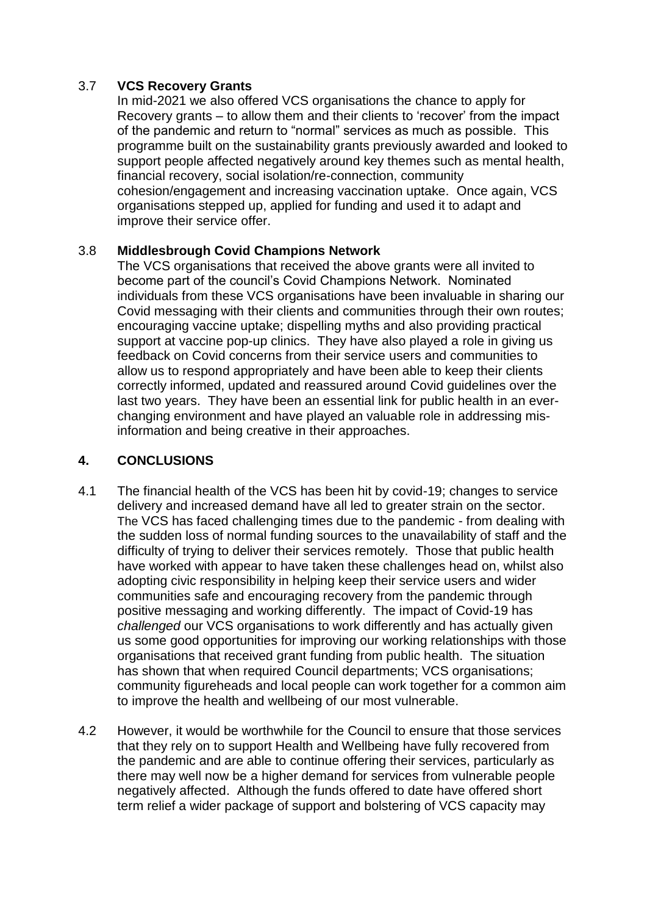### 3.7 **VCS Recovery Grants**

In mid-2021 we also offered VCS organisations the chance to apply for Recovery grants – to allow them and their clients to 'recover' from the impact of the pandemic and return to "normal" services as much as possible. This programme built on the sustainability grants previously awarded and looked to support people affected negatively around key themes such as mental health, financial recovery, social isolation/re-connection, community cohesion/engagement and increasing vaccination uptake. Once again, VCS organisations stepped up, applied for funding and used it to adapt and improve their service offer.

### 3.8 **Middlesbrough Covid Champions Network**

The VCS organisations that received the above grants were all invited to become part of the council's Covid Champions Network. Nominated individuals from these VCS organisations have been invaluable in sharing our Covid messaging with their clients and communities through their own routes; encouraging vaccine uptake; dispelling myths and also providing practical support at vaccine pop-up clinics. They have also played a role in giving us feedback on Covid concerns from their service users and communities to allow us to respond appropriately and have been able to keep their clients correctly informed, updated and reassured around Covid guidelines over the last two years. They have been an essential link for public health in an ever-changing environment and have played an valuable role in addressing mis-information and being creative in their approaches.

## 4. CONCLUSIONS

4.1 The financial health of the VCS has been hit by covid-19; changes to service delivery and increased demand have all led to greater strain on the sector. The VCS has faced challenging times due to the pandemic - from dealing with the sudden loss of normal funding sources to the unavailability of staff and the difficulty of trying to deliver their services remotely. Those that public health have worked with appear to have taken these challenges head on, whilst also adopting civic responsibility in helping keep their service users and wider communities safe and encouraging recovery from the pandemic through positive messaging and working differently. The impact of Covid-19 has *challenged* our VCS organisations to work differently and has actually given us some good opportunities for improving our working relationships with those organisations that received grant funding from public health. The situation has shown that when required Council departments; VCS organisations; community figureheads and local people can work together for a common aim to improve the health and wellbeing of our most vulnerable.

4.2 However, it would be worthwhile for the Council to ensure that those services that they rely on to support Health and Wellbeing have fully recovered from the pandemic and are able to continue offering their services, particularly as there may well now be a higher demand for services from vulnerable people negatively affected. Although the funds offered to date have offered short term relief a wider package of support and bolstering of VCS capacity may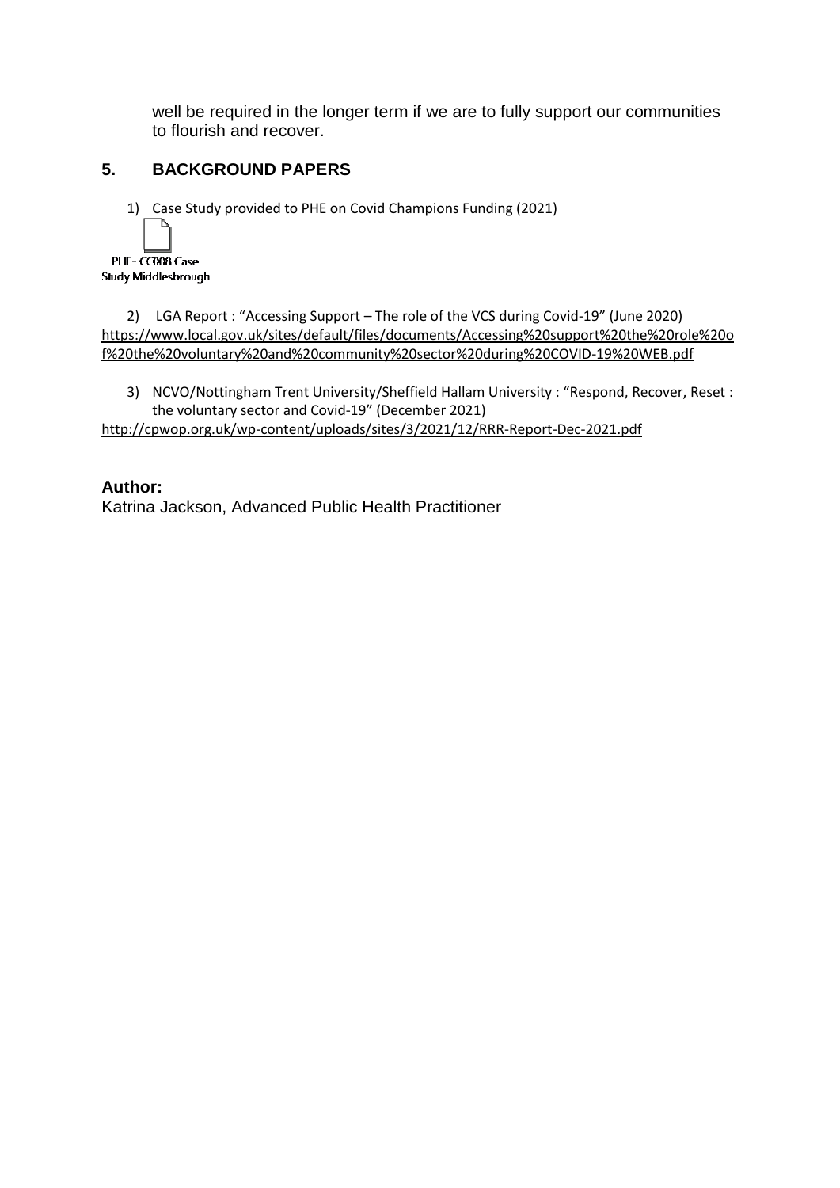well be required in the longer term if we are to fully support our communities to flourish and recover.

## 5. BACKGROUND PAPERS

1) Case Study provided to PHE on Covid Champions Funding (2021)

PHE - CC008 Case Study Middlesbrough

2) LGA Report : "Accessing Support – The role of the VCS during Covid-19" (June 2020)
https://www.local.gov.uk/sites/default/files/documents/Accessing%20support%20the%20role%20of%20the%20voluntary%20and%20community%20sector%20during%20COVID-19%20WEB.pdf

3) NCVO/Nottingham Trent University/Sheffield Hallam University : "Respond, Recover, Reset : the voluntary sector and Covid-19" (December 2021)
http://cpwop.org.uk/wp-content/uploads/sites/3/2021/12/RRR-Report-Dec-2021.pdf

**Author:**
Katrina Jackson, Advanced Public Health Practitioner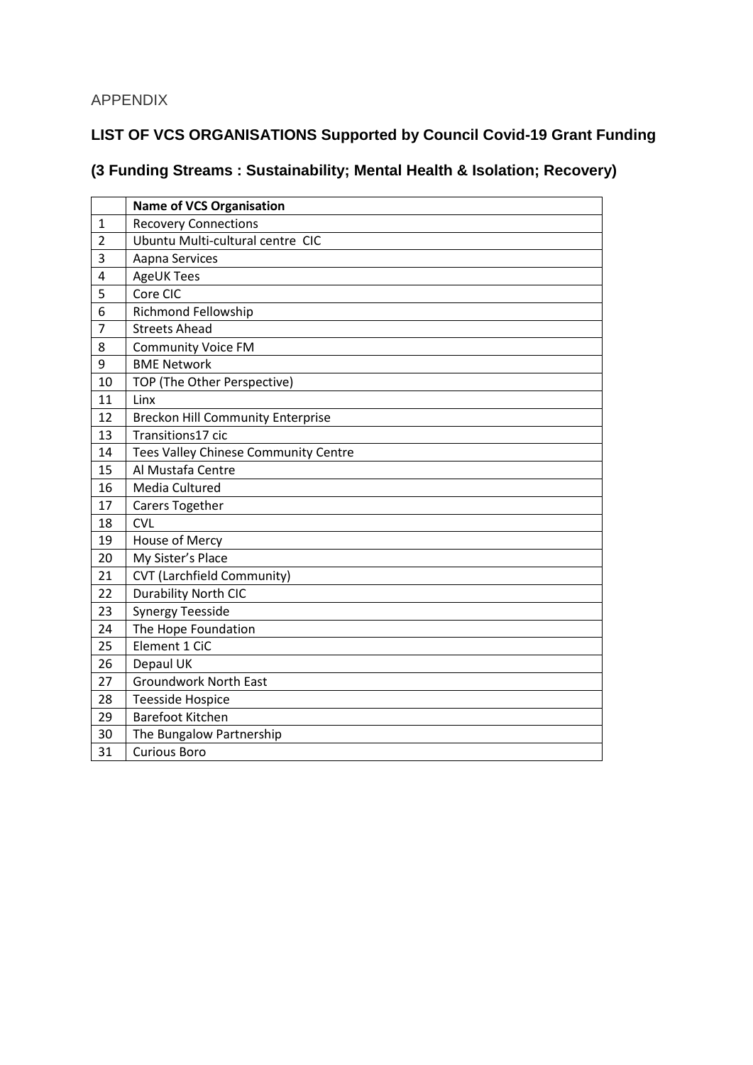APPENDIX

## LIST OF VCS ORGANISATIONS Supported by Council Covid-19 Grant Funding

## (3 Funding Streams : Sustainability; Mental Health & Isolation; Recovery)

| | Name of VCS Organisation |
|---|---|
| 1 | Recovery Connections |
| 2 | Ubuntu Multi-cultural centre CIC |
| 3 | Aapna Services |
| 4 | AgeUK Tees |
| 5 | Core CIC |
| 6 | Richmond Fellowship |
| 7 | Streets Ahead |
| 8 | Community Voice FM |
| 9 | BME Network |
| 10 | TOP (The Other Perspective) |
| 11 | Linx |
| 12 | Breckon Hill Community Enterprise |
| 13 | Transitions17 cic |
| 14 | Tees Valley Chinese Community Centre |
| 15 | Al Mustafa Centre |
| 16 | Media Cultured |
| 17 | Carers Together |
| 18 | CVL |
| 19 | House of Mercy |
| 20 | My Sister's Place |
| 21 | CVT (Larchfield Community) |
| 22 | Durability North CIC |
| 23 | Synergy Teesside |
| 24 | The Hope Foundation |
| 25 | Element 1 CiC |
| 26 | Depaul UK |
| 27 | Groundwork North East |
| 28 | Teesside Hospice |
| 29 | Barefoot Kitchen |
| 30 | The Bungalow Partnership |
| 31 | Curious Boro |